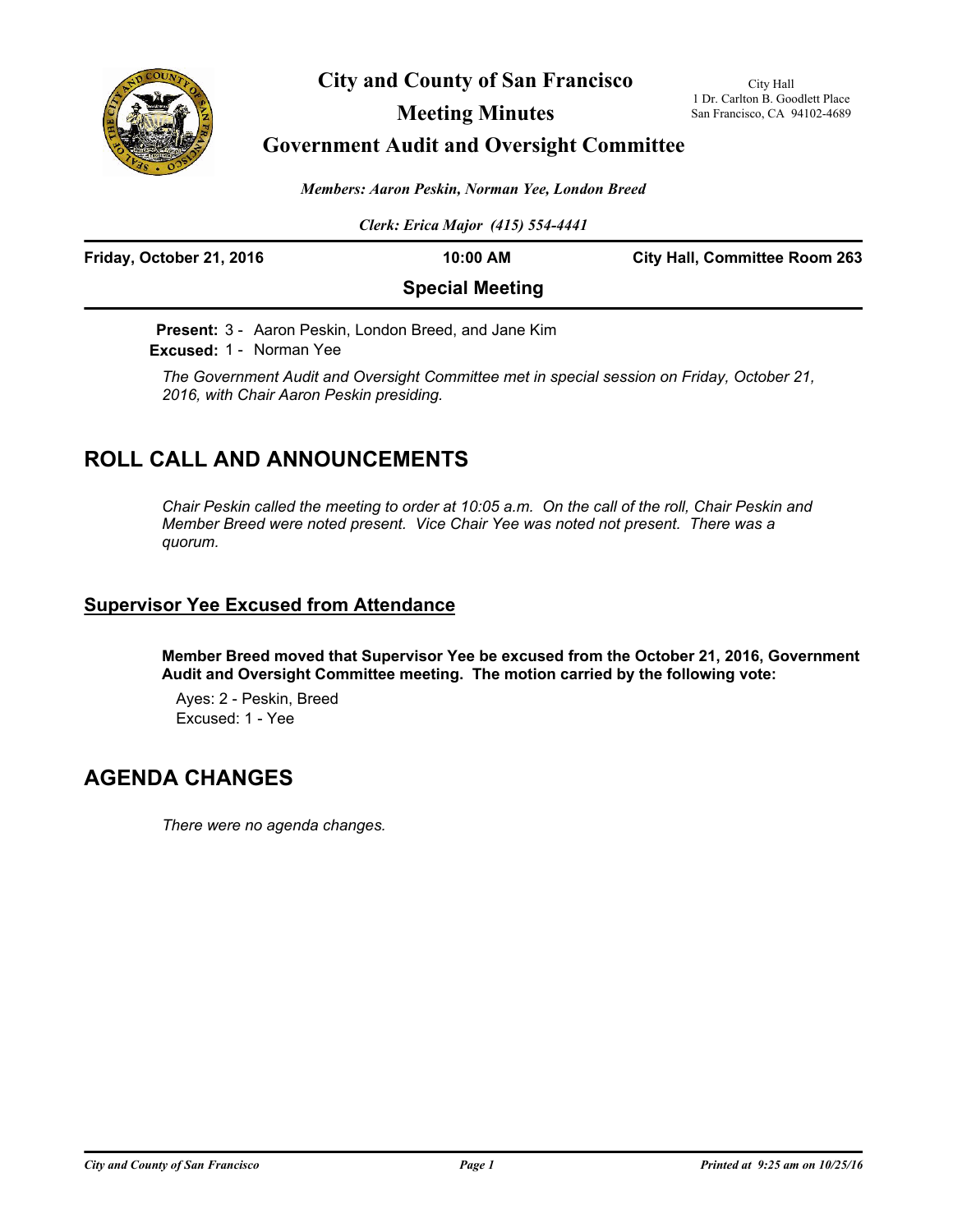# City and County of San Francisco

## Meeting Minutes

## Government Audit and Oversight Committee

City Hall
1 Dr. Carlton B. Goodlett Place
San Francisco, CA 94102-4689

*Members: Aaron Peskin, Norman Yee, London Breed*

*Clerk: Erica Major (415) 554-4441*

**Friday, October 21, 2016** | **10:00 AM** | **City Hall, Committee Room 263**

**Special Meeting**

**Present:** 3 - Aaron Peskin, London Breed, and Jane Kim
**Excused:** 1 - Norman Yee

*The Government Audit and Oversight Committee met in special session on Friday, October 21, 2016, with Chair Aaron Peskin presiding.*

## ROLL CALL AND ANNOUNCEMENTS

*Chair Peskin called the meeting to order at 10:05 a.m. On the call of the roll, Chair Peskin and Member Breed were noted present. Vice Chair Yee was noted not present. There was a quorum.*

### Supervisor Yee Excused from Attendance

**Member Breed moved that Supervisor Yee be excused from the October 21, 2016, Government Audit and Oversight Committee meeting. The motion carried by the following vote:**

Ayes: 2 - Peskin, Breed
Excused: 1 - Yee

## AGENDA CHANGES

*There were no agenda changes.*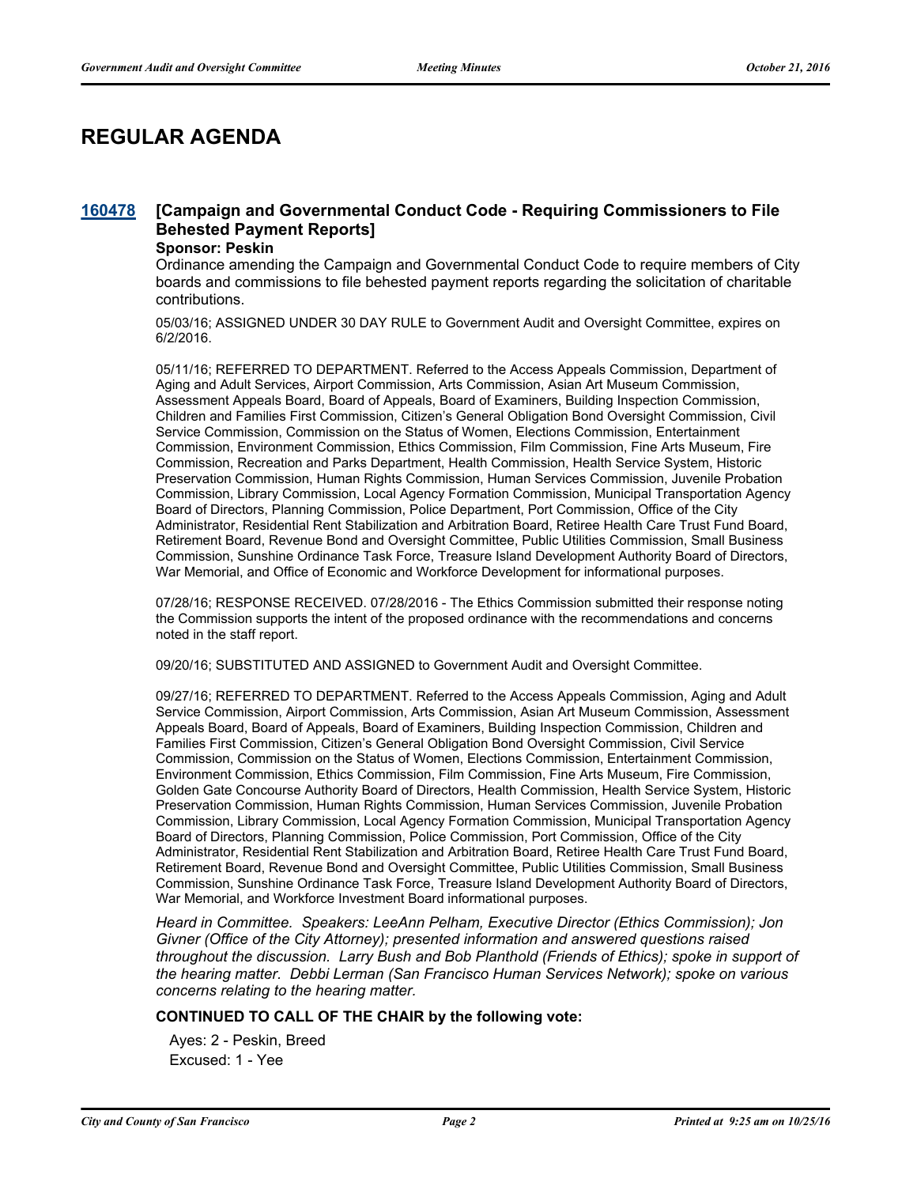# REGULAR AGENDA

## 160478 [Campaign and Governmental Conduct Code - Requiring Commissioners to File Behested Payment Reports]

**Sponsor: Peskin**

Ordinance amending the Campaign and Governmental Conduct Code to require members of City boards and commissions to file behested payment reports regarding the solicitation of charitable contributions.

05/03/16; ASSIGNED UNDER 30 DAY RULE to Government Audit and Oversight Committee, expires on 6/2/2016.

05/11/16; REFERRED TO DEPARTMENT. Referred to the Access Appeals Commission, Department of Aging and Adult Services, Airport Commission, Arts Commission, Asian Art Museum Commission, Assessment Appeals Board, Board of Appeals, Board of Examiners, Building Inspection Commission, Children and Families First Commission, Citizen's General Obligation Bond Oversight Commission, Civil Service Commission, Commission on the Status of Women, Elections Commission, Entertainment Commission, Environment Commission, Ethics Commission, Film Commission, Fine Arts Museum, Fire Commission, Recreation and Parks Department, Health Commission, Health Service System, Historic Preservation Commission, Human Rights Commission, Human Services Commission, Juvenile Probation Commission, Library Commission, Local Agency Formation Commission, Municipal Transportation Agency Board of Directors, Planning Commission, Police Department, Port Commission, Office of the City Administrator, Residential Rent Stabilization and Arbitration Board, Retiree Health Care Trust Fund Board, Retirement Board, Revenue Bond and Oversight Committee, Public Utilities Commission, Small Business Commission, Sunshine Ordinance Task Force, Treasure Island Development Authority Board of Directors, War Memorial, and Office of Economic and Workforce Development for informational purposes.

07/28/16; RESPONSE RECEIVED. 07/28/2016 - The Ethics Commission submitted their response noting the Commission supports the intent of the proposed ordinance with the recommendations and concerns noted in the staff report.

09/20/16; SUBSTITUTED AND ASSIGNED to Government Audit and Oversight Committee.

09/27/16; REFERRED TO DEPARTMENT. Referred to the Access Appeals Commission, Aging and Adult Service Commission, Airport Commission, Arts Commission, Asian Art Museum Commission, Assessment Appeals Board, Board of Appeals, Board of Examiners, Building Inspection Commission, Children and Families First Commission, Citizen's General Obligation Bond Oversight Commission, Civil Service Commission, Commission on the Status of Women, Elections Commission, Entertainment Commission, Environment Commission, Ethics Commission, Film Commission, Fine Arts Museum, Fire Commission, Golden Gate Concourse Authority Board of Directors, Health Commission, Health Service System, Historic Preservation Commission, Human Rights Commission, Human Services Commission, Juvenile Probation Commission, Library Commission, Local Agency Formation Commission, Municipal Transportation Agency Board of Directors, Planning Commission, Police Commission, Port Commission, Office of the City Administrator, Residential Rent Stabilization and Arbitration Board, Retiree Health Care Trust Fund Board, Retirement Board, Revenue Bond and Oversight Committee, Public Utilities Commission, Small Business Commission, Sunshine Ordinance Task Force, Treasure Island Development Authority Board of Directors, War Memorial, and Workforce Investment Board informational purposes.

*Heard in Committee. Speakers: LeeAnn Pelham, Executive Director (Ethics Commission); Jon Givner (Office of the City Attorney); presented information and answered questions raised throughout the discussion. Larry Bush and Bob Planthold (Friends of Ethics); spoke in support of the hearing matter. Debbi Lerman (San Francisco Human Services Network); spoke on various concerns relating to the hearing matter.*

**CONTINUED TO CALL OF THE CHAIR by the following vote:**

Ayes: 2 - Peskin, Breed
Excused: 1 - Yee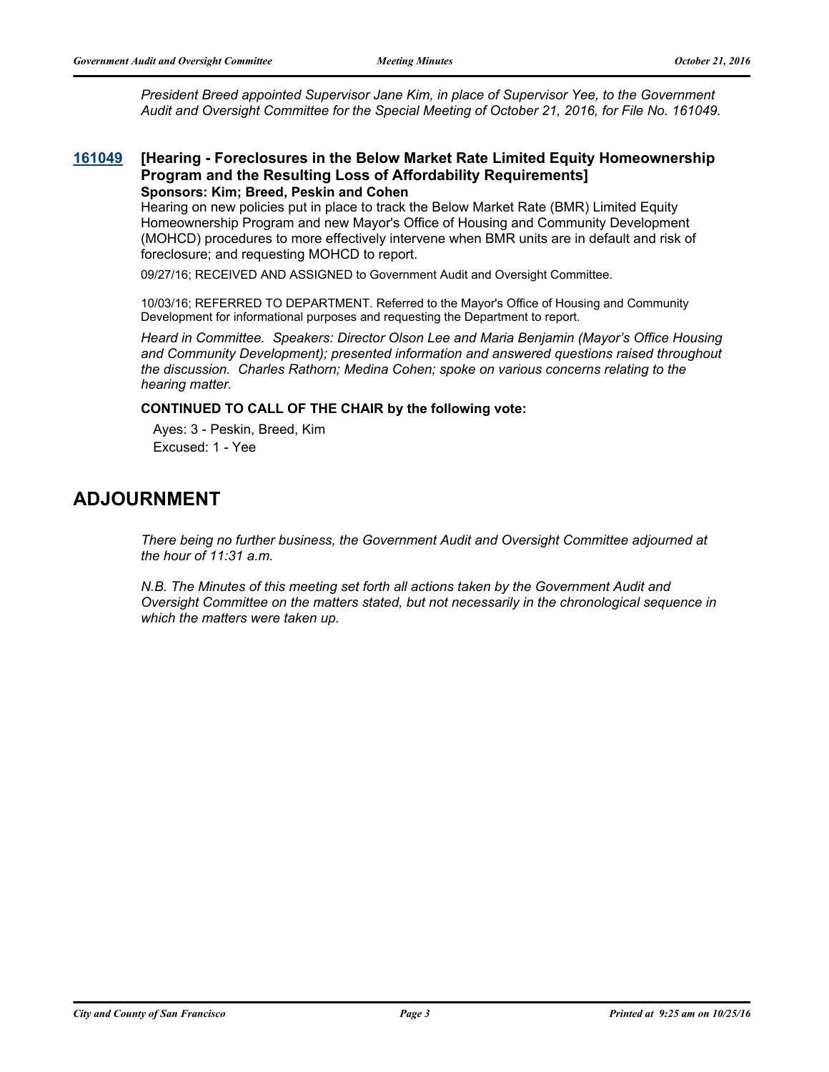*President Breed appointed Supervisor Jane Kim, in place of Supervisor Yee, to the Government Audit and Oversight Committee for the Special Meeting of October 21, 2016, for File No. 161049.*

**161049** **[Hearing - Foreclosures in the Below Market Rate Limited Equity Homeownership Program and the Resulting Loss of Affordability Requirements]**

**Sponsors: Kim; Breed, Peskin and Cohen**

Hearing on new policies put in place to track the Below Market Rate (BMR) Limited Equity Homeownership Program and new Mayor's Office of Housing and Community Development (MOHCD) procedures to more effectively intervene when BMR units are in default and risk of foreclosure; and requesting MOHCD to report.

09/27/16; RECEIVED AND ASSIGNED to Government Audit and Oversight Committee.

10/03/16; REFERRED TO DEPARTMENT. Referred to the Mayor's Office of Housing and Community Development for informational purposes and requesting the Department to report.

*Heard in Committee. Speakers: Director Olson Lee and Maria Benjamin (Mayor's Office Housing and Community Development); presented information and answered questions raised throughout the discussion. Charles Rathorn; Medina Cohen; spoke on various concerns relating to the hearing matter.*

**CONTINUED TO CALL OF THE CHAIR by the following vote:**

Ayes: 3 - Peskin, Breed, Kim
Excused: 1 - Yee

# ADJOURNMENT

*There being no further business, the Government Audit and Oversight Committee adjourned at the hour of 11:31 a.m.*

*N.B. The Minutes of this meeting set forth all actions taken by the Government Audit and Oversight Committee on the matters stated, but not necessarily in the chronological sequence in which the matters were taken up.*